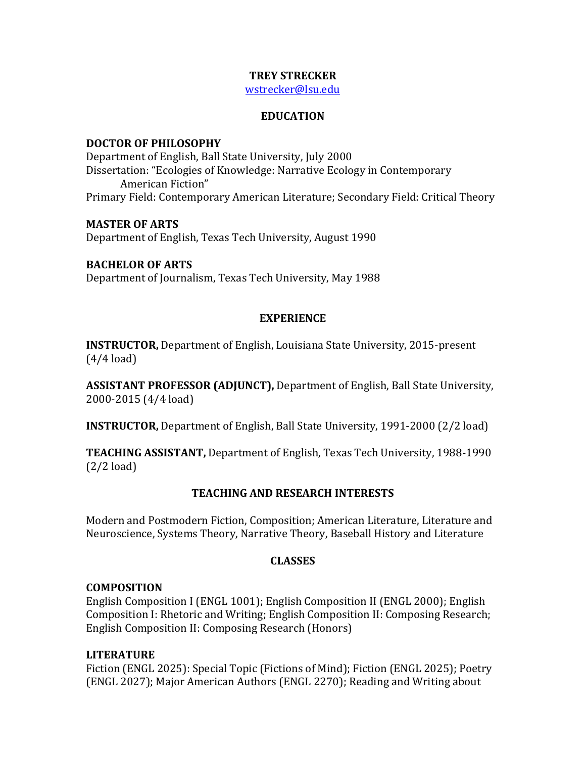# TREY STRECKER

wstrecker@lsu.edu

## EDUCATION

**DOCTOR OF PHILOSOPHY**
Department of English, Ball State University, July 2000
Dissertation: "Ecologies of Knowledge: Narrative Ecology in Contemporary American Fiction"
Primary Field: Contemporary American Literature; Secondary Field: Critical Theory

**MASTER OF ARTS**
Department of English, Texas Tech University, August 1990

**BACHELOR OF ARTS**
Department of Journalism, Texas Tech University, May 1988

## EXPERIENCE

**INSTRUCTOR,** Department of English, Louisiana State University, 2015-present (4/4 load)

**ASSISTANT PROFESSOR (ADJUNCT),** Department of English, Ball State University, 2000-2015 (4/4 load)

**INSTRUCTOR,** Department of English, Ball State University, 1991-2000 (2/2 load)

**TEACHING ASSISTANT,** Department of English, Texas Tech University, 1988-1990 (2/2 load)

## TEACHING AND RESEARCH INTERESTS

Modern and Postmodern Fiction, Composition; American Literature, Literature and Neuroscience, Systems Theory, Narrative Theory, Baseball History and Literature

## CLASSES

**COMPOSITION**
English Composition I (ENGL 1001); English Composition II (ENGL 2000); English Composition I: Rhetoric and Writing; English Composition II: Composing Research; English Composition II: Composing Research (Honors)

**LITERATURE**
Fiction (ENGL 2025): Special Topic (Fictions of Mind); Fiction (ENGL 2025); Poetry (ENGL 2027); Major American Authors (ENGL 2270); Reading and Writing about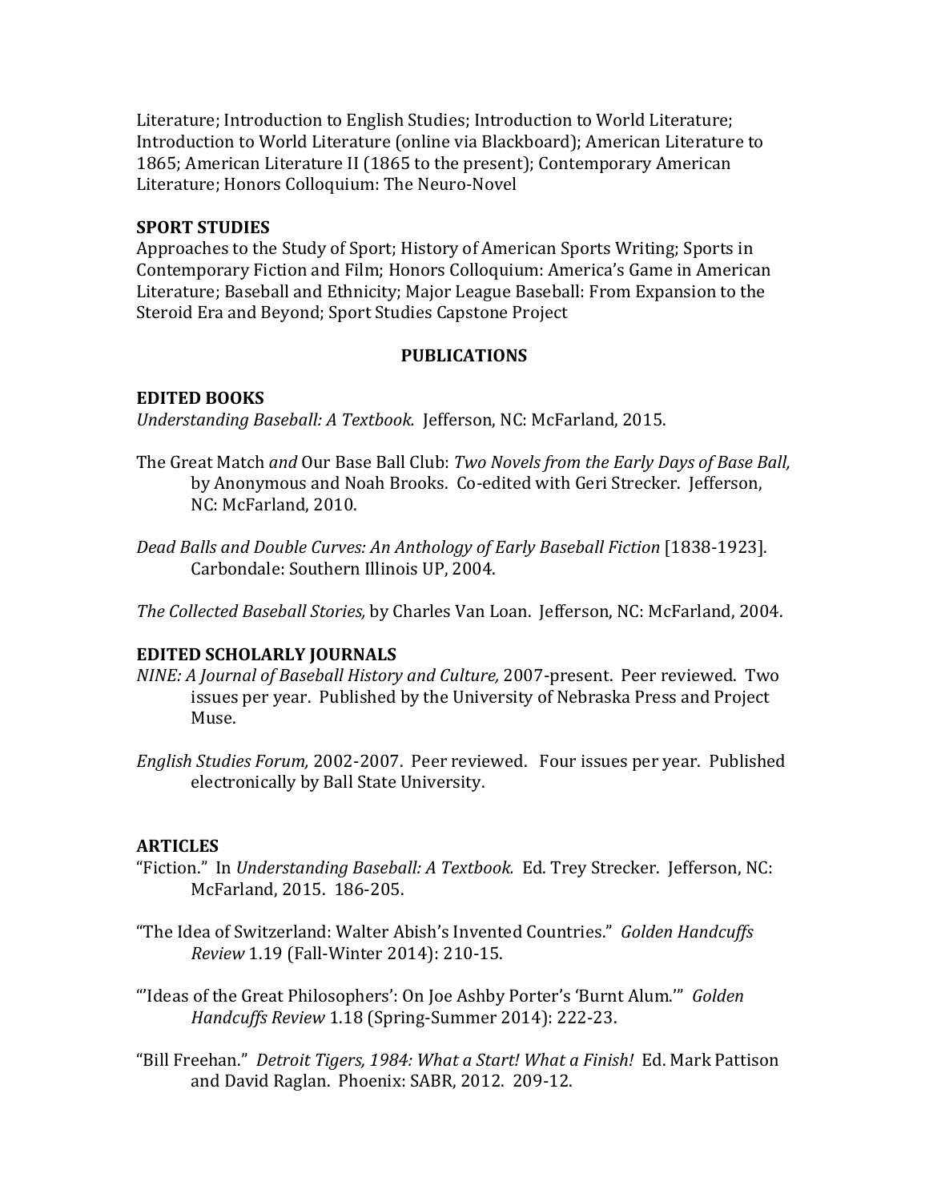Literature; Introduction to English Studies; Introduction to World Literature; Introduction to World Literature (online via Blackboard); American Literature to 1865; American Literature II (1865 to the present); Contemporary American Literature; Honors Colloquium: The Neuro-Novel

**SPORT STUDIES**
Approaches to the Study of Sport; History of American Sports Writing; Sports in Contemporary Fiction and Film; Honors Colloquium: America's Game in American Literature; Baseball and Ethnicity; Major League Baseball: From Expansion to the Steroid Era and Beyond; Sport Studies Capstone Project

## PUBLICATIONS

**EDITED BOOKS**

*Understanding Baseball: A Textbook.* Jefferson, NC: McFarland, 2015.

The Great Match *and* Our Base Ball Club: *Two Novels from the Early Days of Base Ball,* by Anonymous and Noah Brooks. Co-edited with Geri Strecker. Jefferson, NC: McFarland, 2010.

*Dead Balls and Double Curves: An Anthology of Early Baseball Fiction* [1838-1923]. Carbondale: Southern Illinois UP, 2004.

*The Collected Baseball Stories,* by Charles Van Loan. Jefferson, NC: McFarland, 2004.

**EDITED SCHOLARLY JOURNALS**

*NINE: A Journal of Baseball History and Culture,* 2007-present. Peer reviewed. Two issues per year. Published by the University of Nebraska Press and Project Muse.

*English Studies Forum,* 2002-2007. Peer reviewed. Four issues per year. Published electronically by Ball State University.

**ARTICLES**

"Fiction." In *Understanding Baseball: A Textbook.* Ed. Trey Strecker. Jefferson, NC: McFarland, 2015. 186-205.

"The Idea of Switzerland: Walter Abish's Invented Countries." *Golden Handcuffs Review* 1.19 (Fall-Winter 2014): 210-15.

"'Ideas of the Great Philosophers': On Joe Ashby Porter's 'Burnt Alum.'" *Golden Handcuffs Review* 1.18 (Spring-Summer 2014): 222-23.

"Bill Freehan." *Detroit Tigers, 1984: What a Start! What a Finish!* Ed. Mark Pattison and David Raglan. Phoenix: SABR, 2012. 209-12.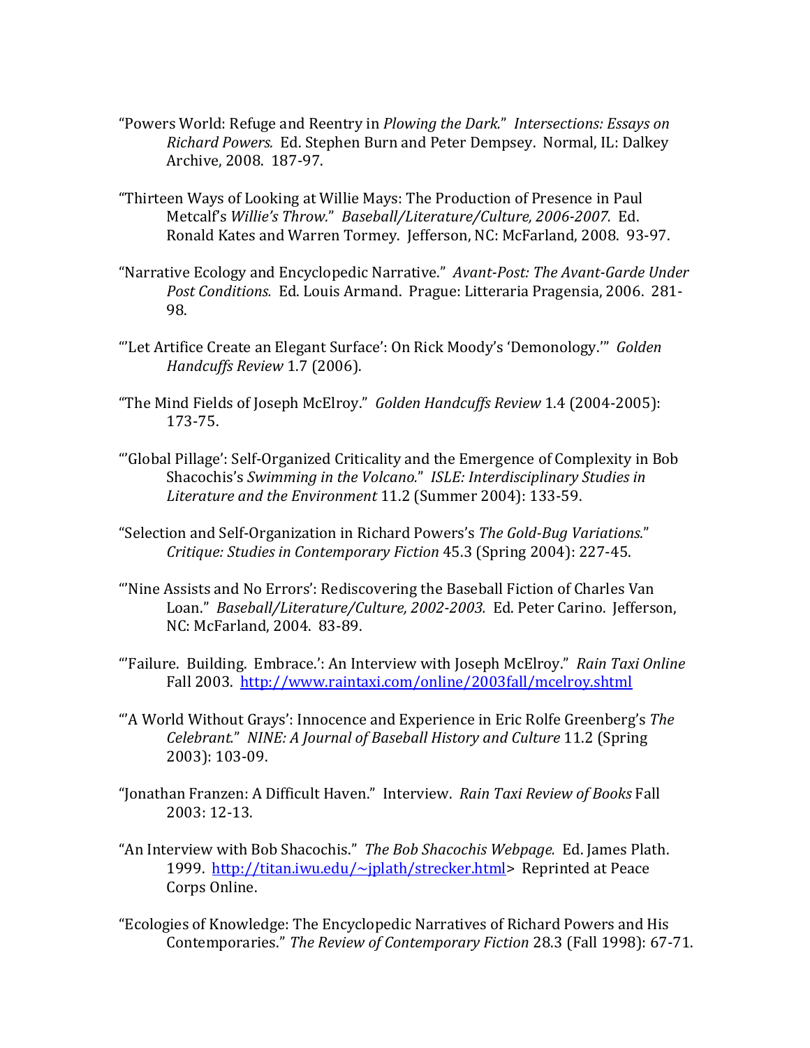"Powers World: Refuge and Reentry in *Plowing the Dark.*" *Intersections: Essays on Richard Powers.* Ed. Stephen Burn and Peter Dempsey. Normal, IL: Dalkey Archive, 2008. 187-97.

"Thirteen Ways of Looking at Willie Mays: The Production of Presence in Paul Metcalf's *Willie's Throw.*" *Baseball/Literature/Culture, 2006-2007.* Ed. Ronald Kates and Warren Tormey. Jefferson, NC: McFarland, 2008. 93-97.

"Narrative Ecology and Encyclopedic Narrative." *Avant-Post: The Avant-Garde Under Post Conditions.* Ed. Louis Armand. Prague: Litteraria Pragensia, 2006. 281-98.

"'Let Artifice Create an Elegant Surface': On Rick Moody's 'Demonology.'" *Golden Handcuffs Review* 1.7 (2006).

"The Mind Fields of Joseph McElroy." *Golden Handcuffs Review* 1.4 (2004-2005): 173-75.

"'Global Pillage': Self-Organized Criticality and the Emergence of Complexity in Bob Shacochis's *Swimming in the Volcano.*" *ISLE: Interdisciplinary Studies in Literature and the Environment* 11.2 (Summer 2004): 133-59.

"Selection and Self-Organization in Richard Powers's *The Gold-Bug Variations.*" *Critique: Studies in Contemporary Fiction* 45.3 (Spring 2004): 227-45.

"'Nine Assists and No Errors': Rediscovering the Baseball Fiction of Charles Van Loan." *Baseball/Literature/Culture, 2002-2003.* Ed. Peter Carino. Jefferson, NC: McFarland, 2004. 83-89.

"'Failure. Building. Embrace.': An Interview with Joseph McElroy." *Rain Taxi Online* Fall 2003. http://www.raintaxi.com/online/2003fall/mcelroy.shtml

"'A World Without Grays': Innocence and Experience in Eric Rolfe Greenberg's *The Celebrant.*" *NINE: A Journal of Baseball History and Culture* 11.2 (Spring 2003): 103-09.

"Jonathan Franzen: A Difficult Haven." Interview. *Rain Taxi Review of Books* Fall 2003: 12-13.

"An Interview with Bob Shacochis." *The Bob Shacochis Webpage.* Ed. James Plath. 1999. http://titan.iwu.edu/~jplath/strecker.html> Reprinted at Peace Corps Online.

"Ecologies of Knowledge: The Encyclopedic Narratives of Richard Powers and His Contemporaries." *The Review of Contemporary Fiction* 28.3 (Fall 1998): 67-71.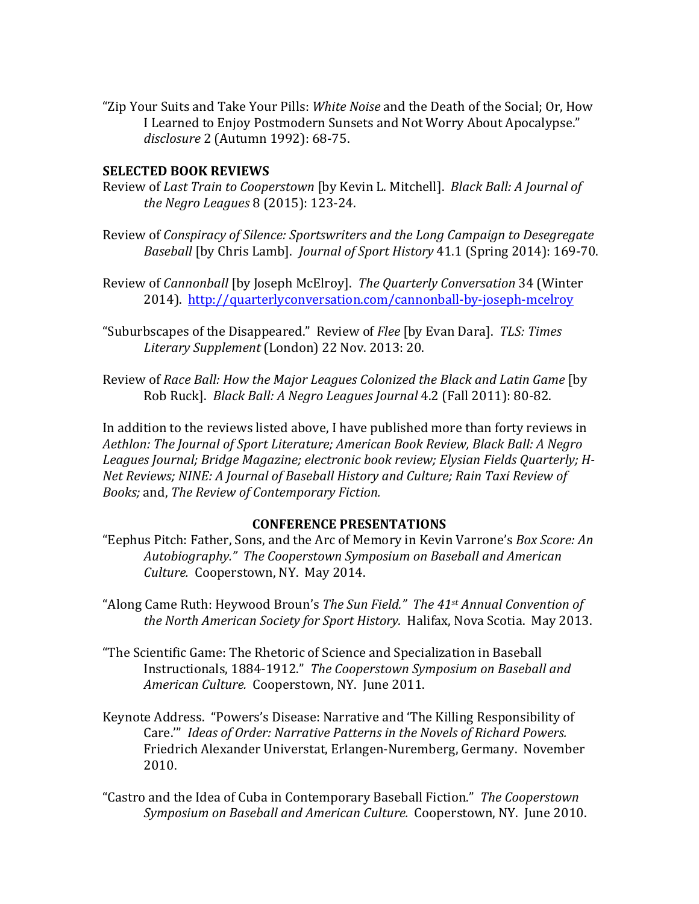"Zip Your Suits and Take Your Pills: *White Noise* and the Death of the Social; Or, How I Learned to Enjoy Postmodern Sunsets and Not Worry About Apocalypse." *disclosure* 2 (Autumn 1992): 68-75.

## SELECTED BOOK REVIEWS

Review of *Last Train to Cooperstown* [by Kevin L. Mitchell]. *Black Ball: A Journal of the Negro Leagues* 8 (2015): 123-24.

Review of *Conspiracy of Silence: Sportswriters and the Long Campaign to Desegregate Baseball* [by Chris Lamb]. *Journal of Sport History* 41.1 (Spring 2014): 169-70.

Review of *Cannonball* [by Joseph McElroy]. *The Quarterly Conversation* 34 (Winter 2014). http://quarterlyconversation.com/cannonball-by-joseph-mcelroy

"Suburbscapes of the Disappeared." Review of *Flee* [by Evan Dara]. *TLS: Times Literary Supplement* (London) 22 Nov. 2013: 20.

Review of *Race Ball: How the Major Leagues Colonized the Black and Latin Game* [by Rob Ruck]. *Black Ball: A Negro Leagues Journal* 4.2 (Fall 2011): 80-82.

In addition to the reviews listed above, I have published more than forty reviews in *Aethlon: The Journal of Sport Literature; American Book Review, Black Ball: A Negro Leagues Journal; Bridge Magazine; electronic book review; Elysian Fields Quarterly; H-Net Reviews; NINE: A Journal of Baseball History and Culture; Rain Taxi Review of Books;* and, *The Review of Contemporary Fiction.*

## CONFERENCE PRESENTATIONS

"Eephus Pitch: Father, Sons, and the Arc of Memory in Kevin Varrone's *Box Score: An Autobiography." The Cooperstown Symposium on Baseball and American Culture.* Cooperstown, NY. May 2014.

"Along Came Ruth: Heywood Broun's *The Sun Field." The 41st Annual Convention of the North American Society for Sport History.* Halifax, Nova Scotia. May 2013.

"The Scientific Game: The Rhetoric of Science and Specialization in Baseball Instructionals, 1884-1912." *The Cooperstown Symposium on Baseball and American Culture.* Cooperstown, NY. June 2011.

Keynote Address. "Powers's Disease: Narrative and 'The Killing Responsibility of Care.'" *Ideas of Order: Narrative Patterns in the Novels of Richard Powers.* Friedrich Alexander Universtat, Erlangen-Nuremberg, Germany. November 2010.

"Castro and the Idea of Cuba in Contemporary Baseball Fiction." *The Cooperstown Symposium on Baseball and American Culture.* Cooperstown, NY. June 2010.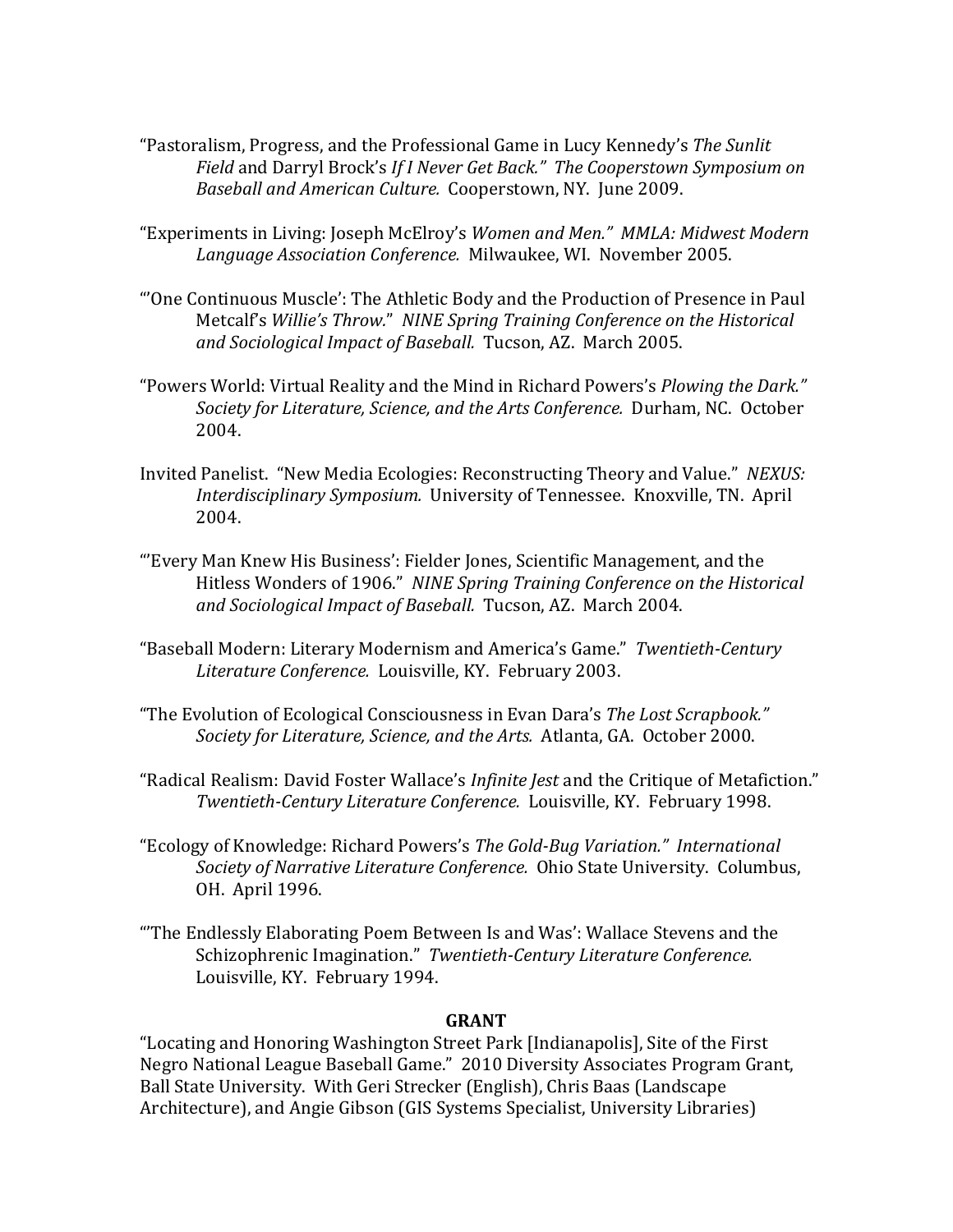"Pastoralism, Progress, and the Professional Game in Lucy Kennedy's *The Sunlit Field* and Darryl Brock's *If I Never Get Back." The Cooperstown Symposium on Baseball and American Culture.* Cooperstown, NY. June 2009.

"Experiments in Living: Joseph McElroy's *Women and Men." MMLA: Midwest Modern Language Association Conference.* Milwaukee, WI. November 2005.

"'One Continuous Muscle': The Athletic Body and the Production of Presence in Paul Metcalf's *Willie's Throw.*" *NINE Spring Training Conference on the Historical and Sociological Impact of Baseball.* Tucson, AZ. March 2005.

"Powers World: Virtual Reality and the Mind in Richard Powers's *Plowing the Dark." Society for Literature, Science, and the Arts Conference.* Durham, NC. October 2004.

Invited Panelist. "New Media Ecologies: Reconstructing Theory and Value." *NEXUS: Interdisciplinary Symposium.* University of Tennessee. Knoxville, TN. April 2004.

"'Every Man Knew His Business': Fielder Jones, Scientific Management, and the Hitless Wonders of 1906." *NINE Spring Training Conference on the Historical and Sociological Impact of Baseball.* Tucson, AZ. March 2004.

"Baseball Modern: Literary Modernism and America's Game." *Twentieth-Century Literature Conference.* Louisville, KY. February 2003.

"The Evolution of Ecological Consciousness in Evan Dara's *The Lost Scrapbook." Society for Literature, Science, and the Arts.* Atlanta, GA. October 2000.

"Radical Realism: David Foster Wallace's *Infinite Jest* and the Critique of Metafiction." *Twentieth-Century Literature Conference.* Louisville, KY. February 1998.

"Ecology of Knowledge: Richard Powers's *The Gold-Bug Variation." International Society of Narrative Literature Conference.* Ohio State University. Columbus, OH. April 1996.

"'The Endlessly Elaborating Poem Between Is and Was': Wallace Stevens and the Schizophrenic Imagination." *Twentieth-Century Literature Conference.* Louisville, KY. February 1994.

## GRANT

"Locating and Honoring Washington Street Park [Indianapolis], Site of the First Negro National League Baseball Game." 2010 Diversity Associates Program Grant, Ball State University. With Geri Strecker (English), Chris Baas (Landscape Architecture), and Angie Gibson (GIS Systems Specialist, University Libraries)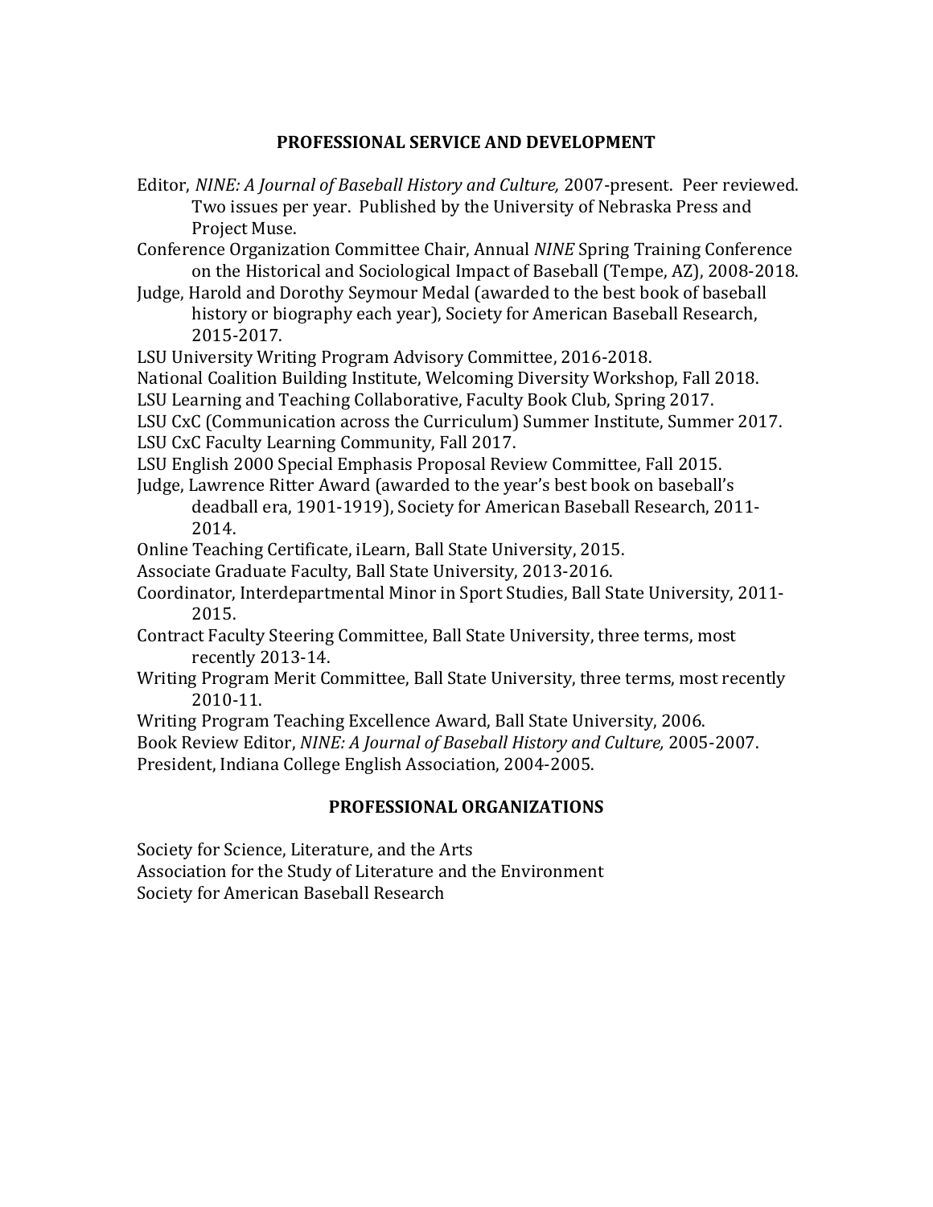## PROFESSIONAL SERVICE AND DEVELOPMENT

Editor, *NINE: A Journal of Baseball History and Culture,* 2007-present. Peer reviewed. Two issues per year. Published by the University of Nebraska Press and Project Muse.

Conference Organization Committee Chair, Annual *NINE* Spring Training Conference on the Historical and Sociological Impact of Baseball (Tempe, AZ), 2008-2018.

Judge, Harold and Dorothy Seymour Medal (awarded to the best book of baseball history or biography each year), Society for American Baseball Research, 2015-2017.

LSU University Writing Program Advisory Committee, 2016-2018.

National Coalition Building Institute, Welcoming Diversity Workshop, Fall 2018.

LSU Learning and Teaching Collaborative, Faculty Book Club, Spring 2017.

LSU CxC (Communication across the Curriculum) Summer Institute, Summer 2017.

LSU CxC Faculty Learning Community, Fall 2017.

LSU English 2000 Special Emphasis Proposal Review Committee, Fall 2015.

Judge, Lawrence Ritter Award (awarded to the year's best book on baseball's deadball era, 1901-1919), Society for American Baseball Research, 2011-2014.

Online Teaching Certificate, iLearn, Ball State University, 2015.

Associate Graduate Faculty, Ball State University, 2013-2016.

Coordinator, Interdepartmental Minor in Sport Studies, Ball State University, 2011-2015.

Contract Faculty Steering Committee, Ball State University, three terms, most recently 2013-14.

Writing Program Merit Committee, Ball State University, three terms, most recently 2010-11.

Writing Program Teaching Excellence Award, Ball State University, 2006.

Book Review Editor, *NINE: A Journal of Baseball History and Culture,* 2005-2007.

President, Indiana College English Association, 2004-2005.

## PROFESSIONAL ORGANIZATIONS

Society for Science, Literature, and the Arts

Association for the Study of Literature and the Environment

Society for American Baseball Research